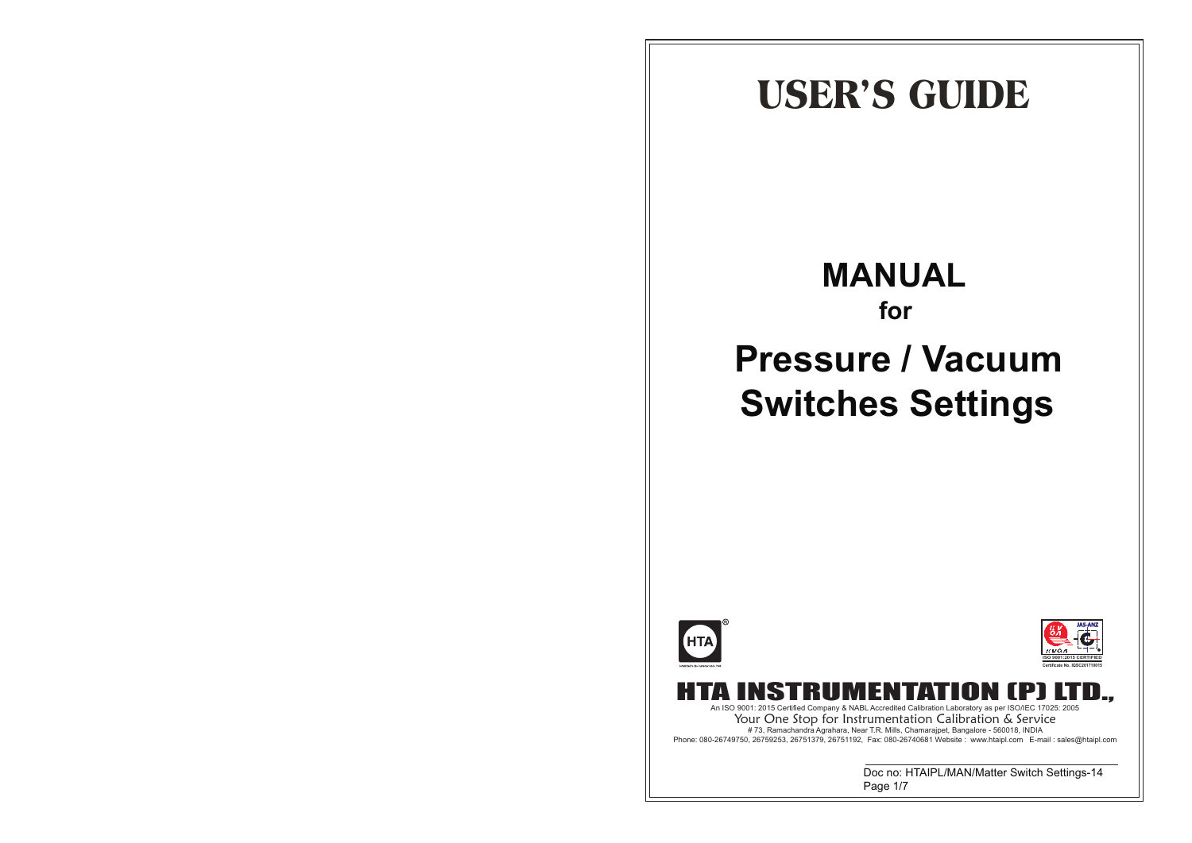# USER'S GUIDE

## MANUAL

### for

# Pressure / Vacuum Switches Settings

HTA®

ISO 9001:2015 CERTIFIED

Certificate No. IQSC2017100015

## HTA INSTRUMENTATION (P) LTD.,

An ISO 9001: 2015 Certified Company & NABL Accredited Calibration Laboratory as per ISO/IEC 17025: 2005

Your One Stop for Instrumentation Calibration & Service

# 73, Ramachandra Agrahara, Near T.R. Mills, Chamarajpet, Bangalore - 560018, INDIA

Phone: 080-26749750, 26759253, 26751379, 26751192, Fax: 080-26740681 Website : www.htaipl.com E-mail : sales@htaipl.com

Doc no: HTAIPL/MAN/Matter Switch Settings-14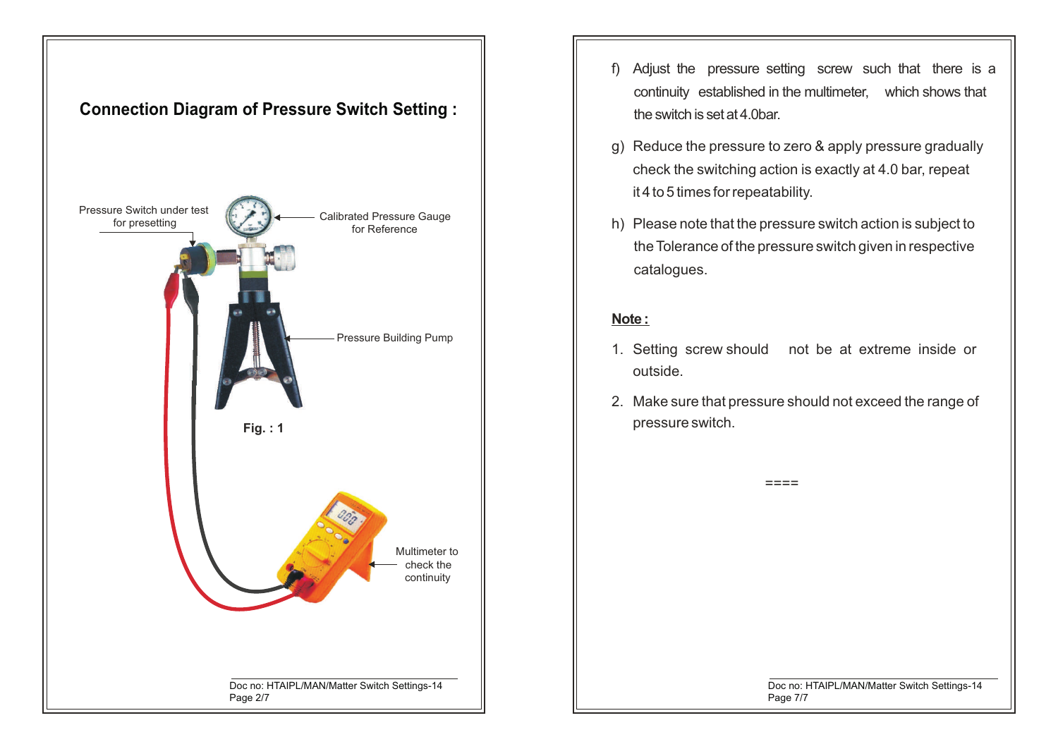## Connection Diagram of Pressure Switch Setting :

Pressure Switch under test for presetting

Calibrated Pressure Gauge for Reference

Pressure Building Pump

Multimeter to check the continuity

Fig. : 1

f) Adjust the pressure setting screw such that there is a continuity established in the multimeter, which shows that the switch is set at 4.0bar.

g) Reduce the pressure to zero & apply pressure gradually check the switching action is exactly at 4.0 bar, repeat it 4 to 5 times for repeatability.

h) Please note that the pressure switch action is subject to the Tolerance of the pressure switch given in respective catalogues.

**Note :**

1. Setting screw should not be at extreme inside or outside.
2. Make sure that pressure should not exceed the range of pressure switch.

====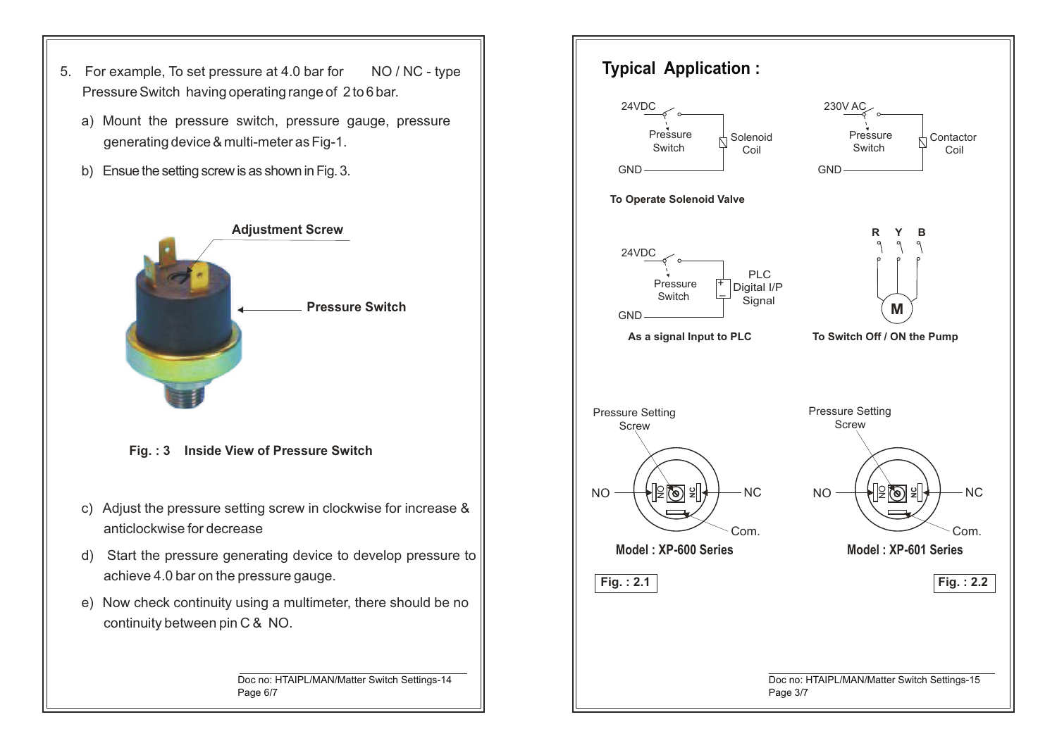5. For example, To set pressure at 4.0 bar for NO / NC - type Pressure Switch having operating range of 2 to 6 bar.

   a) Mount the pressure switch, pressure gauge, pressure generating device & multi-meter as Fig-1.

   b) Ensue the setting screw is as shown in Fig. 3.

Adjustment Screw

Pressure Switch

**Fig. : 3 Inside View of Pressure Switch**

   c) Adjust the pressure setting screw in clockwise for increase & anticlockwise for decrease

   d) Start the pressure generating device to develop pressure to achieve 4.0 bar on the pressure gauge.

   e) Now check continuity using a multimeter, there should be no continuity between pin C & NO.

## Typical Application :

24VDC, Pressure Switch, Solenoid Coil, GND

**To Operate Solenoid Valve**

230V AC, Pressure Switch, Contactor Coil, GND

24VDC, Pressure Switch, PLC Digital I/P Signal, GND

**As a signal Input to PLC**

R Y B, M

**To Switch Off / ON the Pump**

Pressure Setting Screw, NO, NC, Com.

**Model : XP-600 Series**

**Fig. : 2.1**

Pressure Setting Screw, NO, NC, Com.

**Model : XP-601 Series**

**Fig. : 2.2**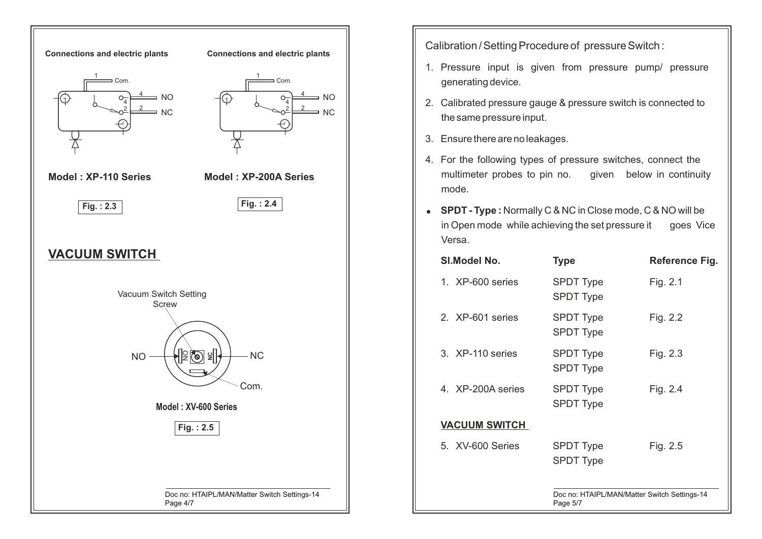**Connections and electric plants**

1 Com.

4 NO

2 NC

**Model : XP-110 Series**

Fig. : 2.3

**Connections and electric plants**

1 Com.

4 NO

2 NC

**Model : XP-200A Series**

Fig. : 2.4

## VACUUM SWITCH

Vacuum Switch Setting Screw

NO

NC

Com.

**Model : XV-600 Series**

Fig. : 2.5

Doc no: HTAIPL/MAN/Matter Switch Settings-14

Calibration / Setting Procedure of pressure Switch :

1. Pressure input is given from pressure pump/ pressure generating device.
2. Calibrated pressure gauge & pressure switch is connected to the same pressure input.
3. Ensure there are no leakages.
4. For the following types of pressure switches, connect the multimeter probes to pin no. given below in continuity mode.

- **SPDT - Type :** Normally C & NC in Close mode, C & NO will be in Open mode while achieving the set pressure it goes Vice Versa.

| Sl.Model No. | Type | Reference Fig. |
|---|---|---|
| 1. XP-600 series | SPDT Type SPDT Type | Fig. 2.1 |
| 2. XP-601 series | SPDT Type SPDT Type | Fig. 2.2 |
| 3. XP-110 series | SPDT Type SPDT Type | Fig. 2.3 |
| 4. XP-200A series | SPDT Type SPDT Type | Fig. 2.4 |
| **VACUUM SWITCH** | | |
| 5. XV-600 Series | SPDT Type SPDT Type | Fig. 2.5 |

Doc no: HTAIPL/MAN/Matter Switch Settings-14